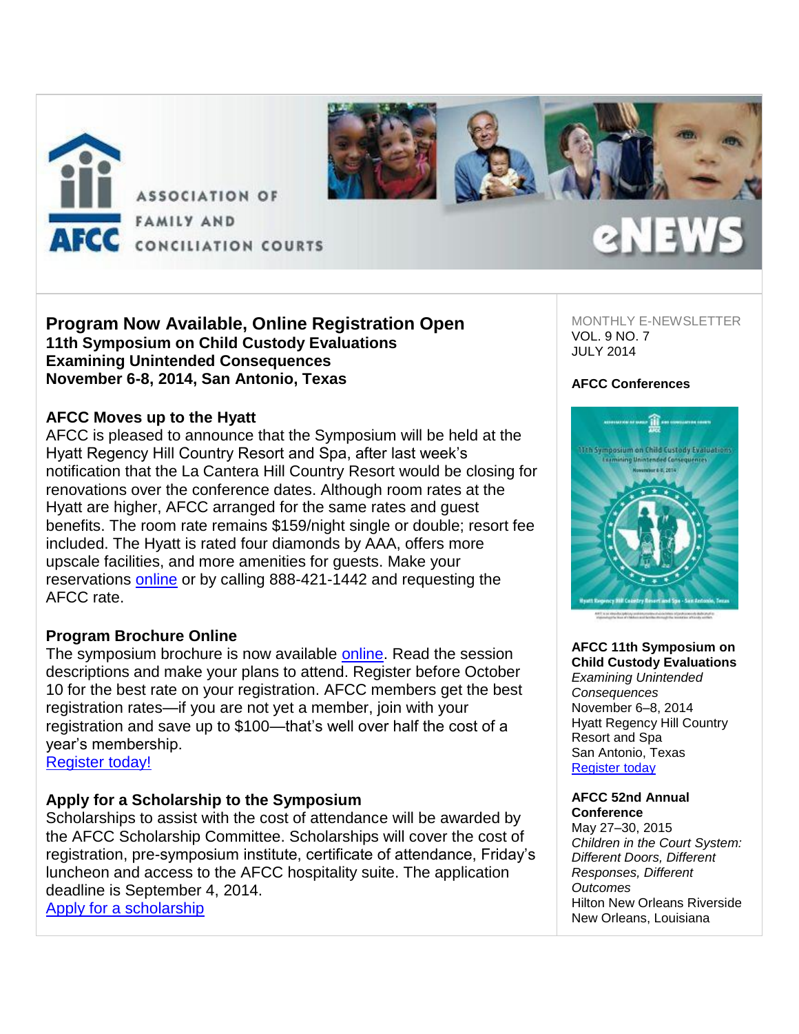ASSOCIATION OF FAMILY AND CONCILIATION COURTS

eNEWS

## Program Now Available, Online Registration Open

**11th Symposium on Child Custody Evaluations**
**Examining Unintended Consequences**
**November 6-8, 2014, San Antonio, Texas**

### AFCC Moves up to the Hyatt

AFCC is pleased to announce that the Symposium will be held at the Hyatt Regency Hill Country Resort and Spa, after last week's notification that the La Cantera Hill Country Resort would be closing for renovations over the conference dates. Although room rates at the Hyatt are higher, AFCC arranged for the same rates and guest benefits. The room rate remains $159/night single or double; resort fee included. The Hyatt is rated four diamonds by AAA, offers more upscale facilities, and more amenities for guests. Make your reservations online or by calling 888-421-1442 and requesting the AFCC rate.

### Program Brochure Online

The symposium brochure is now available online. Read the session descriptions and make your plans to attend. Register before October 10 for the best rate on your registration. AFCC members get the best registration rates—if you are not yet a member, join with your registration and save up to $100—that's well over half the cost of a year's membership.

Register today!

### Apply for a Scholarship to the Symposium

Scholarships to assist with the cost of attendance will be awarded by the AFCC Scholarship Committee. Scholarships will cover the cost of registration, pre-symposium institute, certificate of attendance, Friday's luncheon and access to the AFCC hospitality suite. The application deadline is September 4, 2014.

Apply for a scholarship

MONTHLY E-NEWSLETTER
VOL. 9 NO. 7
JULY 2014

### AFCC Conferences

**AFCC 11th Symposium on Child Custody Evaluations**
*Examining Unintended Consequences*
November 6–8, 2014
Hyatt Regency Hill Country Resort and Spa
San Antonio, Texas
Register today

**AFCC 52nd Annual Conference**
May 27–30, 2015
*Children in the Court System: Different Doors, Different Responses, Different Outcomes*
Hilton New Orleans Riverside
New Orleans, Louisiana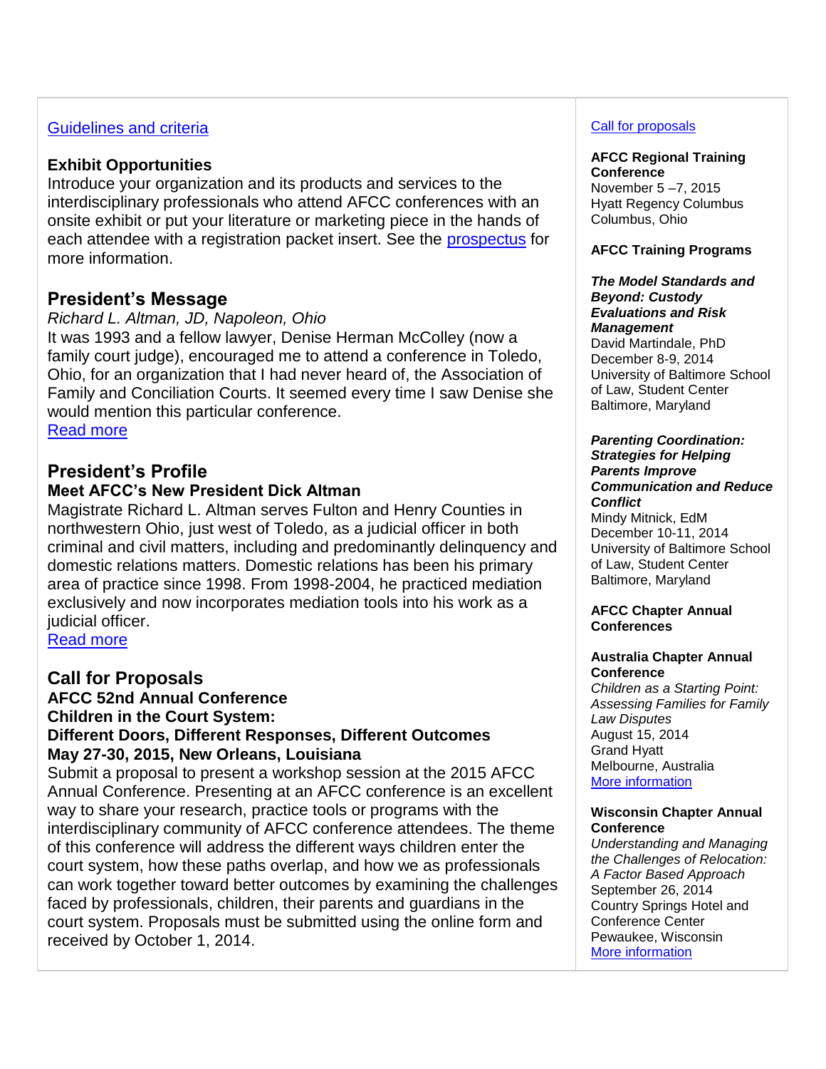[Guidelines and criteria]

**Exhibit Opportunities**
Introduce your organization and its products and services to the interdisciplinary professionals who attend AFCC conferences with an onsite exhibit or put your literature or marketing piece in the hands of each attendee with a registration packet insert. See the [prospectus] for more information.

## President's Message

*Richard L. Altman, JD, Napoleon, Ohio*
It was 1993 and a fellow lawyer, Denise Herman McColley (now a family court judge), encouraged me to attend a conference in Toledo, Ohio, for an organization that I had never heard of, the Association of Family and Conciliation Courts. It seemed every time I saw Denise she would mention this particular conference.
[Read more]

## President's Profile

**Meet AFCC's New President Dick Altman**
Magistrate Richard L. Altman serves Fulton and Henry Counties in northwestern Ohio, just west of Toledo, as a judicial officer in both criminal and civil matters, including and predominantly delinquency and domestic relations matters. Domestic relations has been his primary area of practice since 1998. From 1998-2004, he practiced mediation exclusively and now incorporates mediation tools into his work as a judicial officer.
[Read more]

## Call for Proposals

**AFCC 52nd Annual Conference**
**Children in the Court System:**
**Different Doors, Different Responses, Different Outcomes**
**May 27-30, 2015, New Orleans, Louisiana**
Submit a proposal to present a workshop session at the 2015 AFCC Annual Conference. Presenting at an AFCC conference is an excellent way to share your research, practice tools or programs with the interdisciplinary community of AFCC conference attendees. The theme of this conference will address the different ways children enter the court system, how these paths overlap, and how we as professionals can work together toward better outcomes by examining the challenges faced by professionals, children, their parents and guardians in the court system. Proposals must be submitted using the online form and received by October 1, 2014.

[Call for proposals]

**AFCC Regional Training Conference**
November 5 –7, 2015
Hyatt Regency Columbus
Columbus, Ohio

**AFCC Training Programs**

***The Model Standards and Beyond: Custody Evaluations and Risk Management***
David Martindale, PhD
December 8-9, 2014
University of Baltimore School of Law, Student Center
Baltimore, Maryland

***Parenting Coordination: Strategies for Helping Parents Improve Communication and Reduce Conflict***
Mindy Mitnick, EdM
December 10-11, 2014
University of Baltimore School of Law, Student Center
Baltimore, Maryland

**AFCC Chapter Annual Conferences**

**Australia Chapter Annual Conference**
*Children as a Starting Point: Assessing Families for Family Law Disputes*
August 15, 2014
Grand Hyatt
Melbourne, Australia
[More information]

**Wisconsin Chapter Annual Conference**
*Understanding and Managing the Challenges of Relocation: A Factor Based Approach*
September 26, 2014
Country Springs Hotel and Conference Center
Pewaukee, Wisconsin
[More information]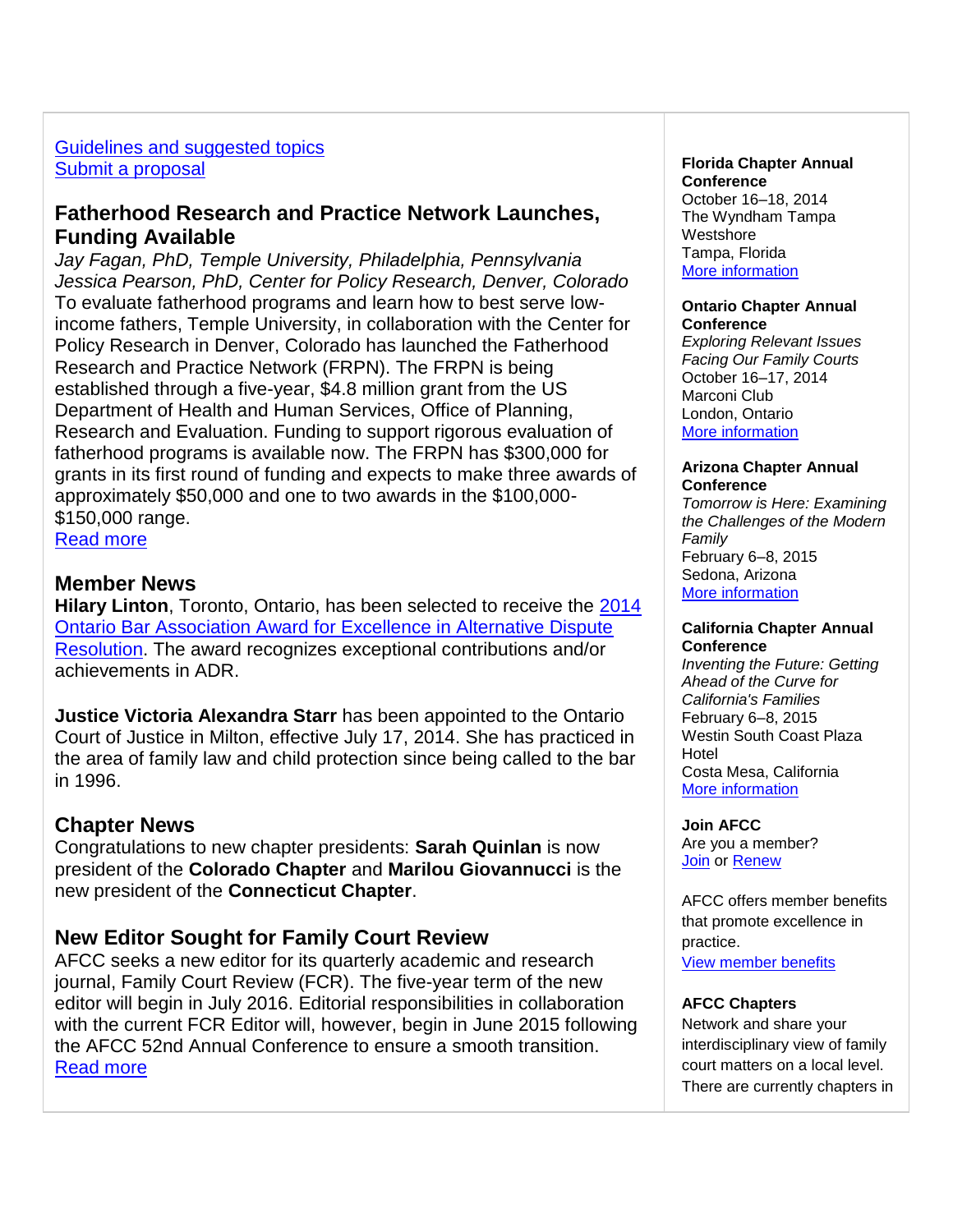[Guidelines and suggested topics](#)
[Submit a proposal](#)

## Fatherhood Research and Practice Network Launches, Funding Available

*Jay Fagan, PhD, Temple University, Philadelphia, Pennsylvania*
*Jessica Pearson, PhD, Center for Policy Research, Denver, Colorado*

To evaluate fatherhood programs and learn how to best serve low-income fathers, Temple University, in collaboration with the Center for Policy Research in Denver, Colorado has launched the Fatherhood Research and Practice Network (FRPN). The FRPN is being established through a five-year, $4.8 million grant from the US Department of Health and Human Services, Office of Planning, Research and Evaluation. Funding to support rigorous evaluation of fatherhood programs is available now. The FRPN has $300,000 for grants in its first round of funding and expects to make three awards of approximately $50,000 and one to two awards in the $100,000-$150,000 range.
[Read more](#)

## Member News

**Hilary Linton**, Toronto, Ontario, has been selected to receive the [2014 Ontario Bar Association Award for Excellence in Alternative Dispute Resolution](#). The award recognizes exceptional contributions and/or achievements in ADR.

**Justice Victoria Alexandra Starr** has been appointed to the Ontario Court of Justice in Milton, effective July 17, 2014. She has practiced in the area of family law and child protection since being called to the bar in 1996.

## Chapter News

Congratulations to new chapter presidents: **Sarah Quinlan** is now president of the **Colorado Chapter** and **Marilou Giovannucci** is the new president of the **Connecticut Chapter**.

## New Editor Sought for Family Court Review

AFCC seeks a new editor for its quarterly academic and research journal, Family Court Review (FCR). The five-year term of the new editor will begin in July 2016. Editorial responsibilities in collaboration with the current FCR Editor will, however, begin in June 2015 following the AFCC 52nd Annual Conference to ensure a smooth transition.
[Read more](#)

**Florida Chapter Annual Conference**
October 16–18, 2014
The Wyndham Tampa Westshore
Tampa, Florida
[More information](#)

**Ontario Chapter Annual Conference**
*Exploring Relevant Issues Facing Our Family Courts*
October 16–17, 2014
Marconi Club
London, Ontario
[More information](#)

**Arizona Chapter Annual Conference**
*Tomorrow is Here: Examining the Challenges of the Modern Family*
February 6–8, 2015
Sedona, Arizona
[More information](#)

**California Chapter Annual Conference**
*Inventing the Future: Getting Ahead of the Curve for California's Families*
February 6–8, 2015
Westin South Coast Plaza Hotel
Costa Mesa, California
[More information](#)

**Join AFCC**
Are you a member?
[Join](#) or [Renew](#)

AFCC offers member benefits that promote excellence in practice.
[View member benefits](#)

**AFCC Chapters**
Network and share your interdisciplinary view of family court matters on a local level. There are currently chapters in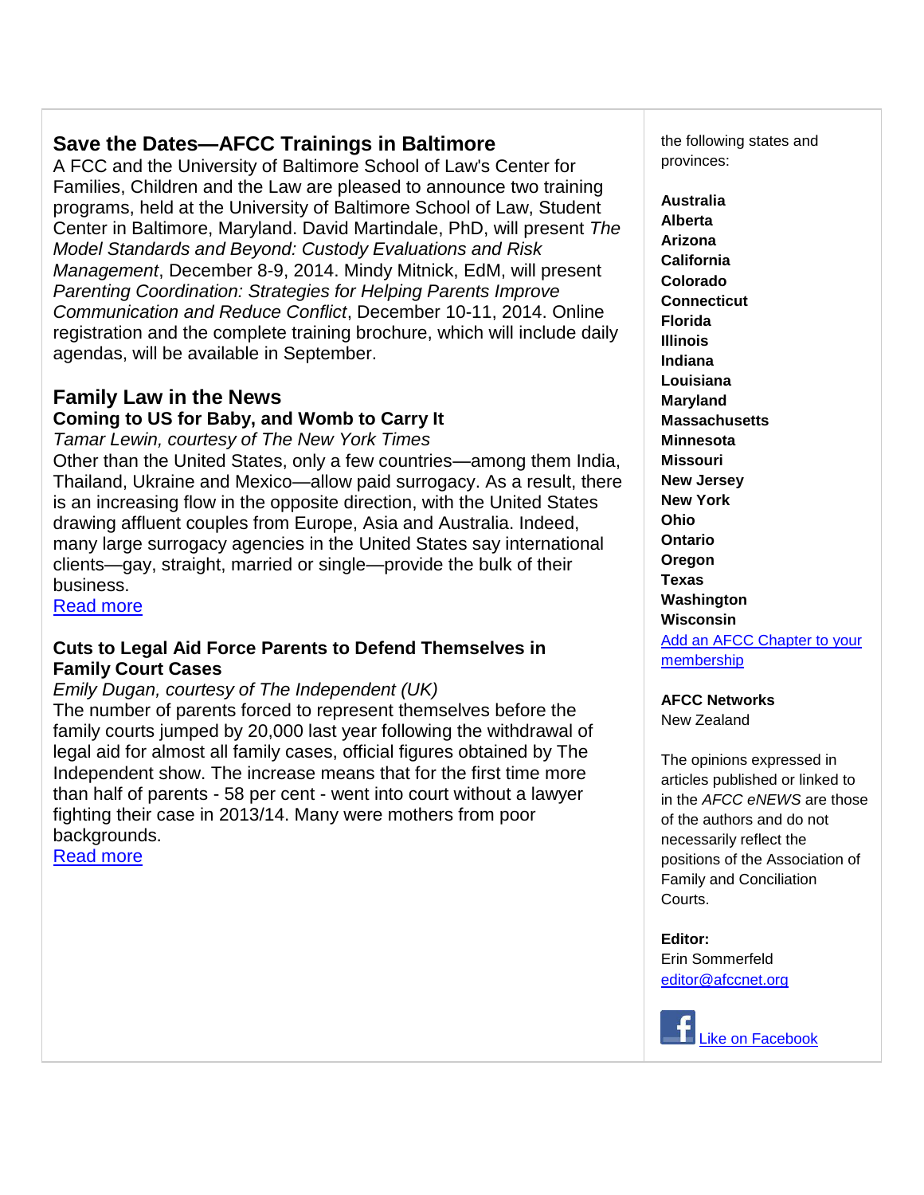## Save the Dates—AFCC Trainings in Baltimore

A FCC and the University of Baltimore School of Law's Center for Families, Children and the Law are pleased to announce two training programs, held at the University of Baltimore School of Law, Student Center in Baltimore, Maryland. David Martindale, PhD, will present *The Model Standards and Beyond: Custody Evaluations and Risk Management*, December 8-9, 2014. Mindy Mitnick, EdM, will present *Parenting Coordination: Strategies for Helping Parents Improve Communication and Reduce Conflict*, December 10-11, 2014. Online registration and the complete training brochure, which will include daily agendas, will be available in September.

## Family Law in the News

### Coming to US for Baby, and Womb to Carry It

*Tamar Lewin, courtesy of The New York Times*

Other than the United States, only a few countries—among them India, Thailand, Ukraine and Mexico—allow paid surrogacy. As a result, there is an increasing flow in the opposite direction, with the United States drawing affluent couples from Europe, Asia and Australia. Indeed, many large surrogacy agencies in the United States say international clients—gay, straight, married or single—provide the bulk of their business.

Read more

### Cuts to Legal Aid Force Parents to Defend Themselves in Family Court Cases

*Emily Dugan, courtesy of The Independent (UK)*

The number of parents forced to represent themselves before the family courts jumped by 20,000 last year following the withdrawal of legal aid for almost all family cases, official figures obtained by The Independent show. The increase means that for the first time more than half of parents - 58 per cent - went into court without a lawyer fighting their case in 2013/14. Many were mothers from poor backgrounds.

Read more

the following states and provinces:

**Australia**
**Alberta**
**Arizona**
**California**
**Colorado**
**Connecticut**
**Florida**
**Illinois**
**Indiana**
**Louisiana**
**Maryland**
**Massachusetts**
**Minnesota**
**Missouri**
**New Jersey**
**New York**
**Ohio**
**Ontario**
**Oregon**
**Texas**
**Washington**
**Wisconsin**

Add an AFCC Chapter to your membership

**AFCC Networks**
New Zealand

The opinions expressed in articles published or linked to in the *AFCC eNEWS* are those of the authors and do not necessarily reflect the positions of the Association of Family and Conciliation Courts.

**Editor:**
Erin Sommerfeld
editor@afccnet.org

Like on Facebook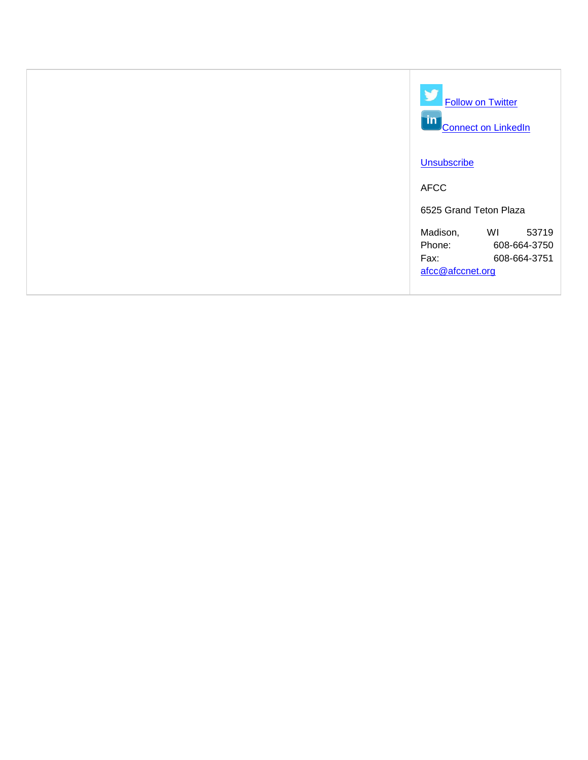Follow on Twitter

Connect on LinkedIn

Unsubscribe

AFCC

6525 Grand Teton Plaza

Madison, WI 53719
Phone: 608-664-3750
Fax: 608-664-3751
afcc@afccnet.org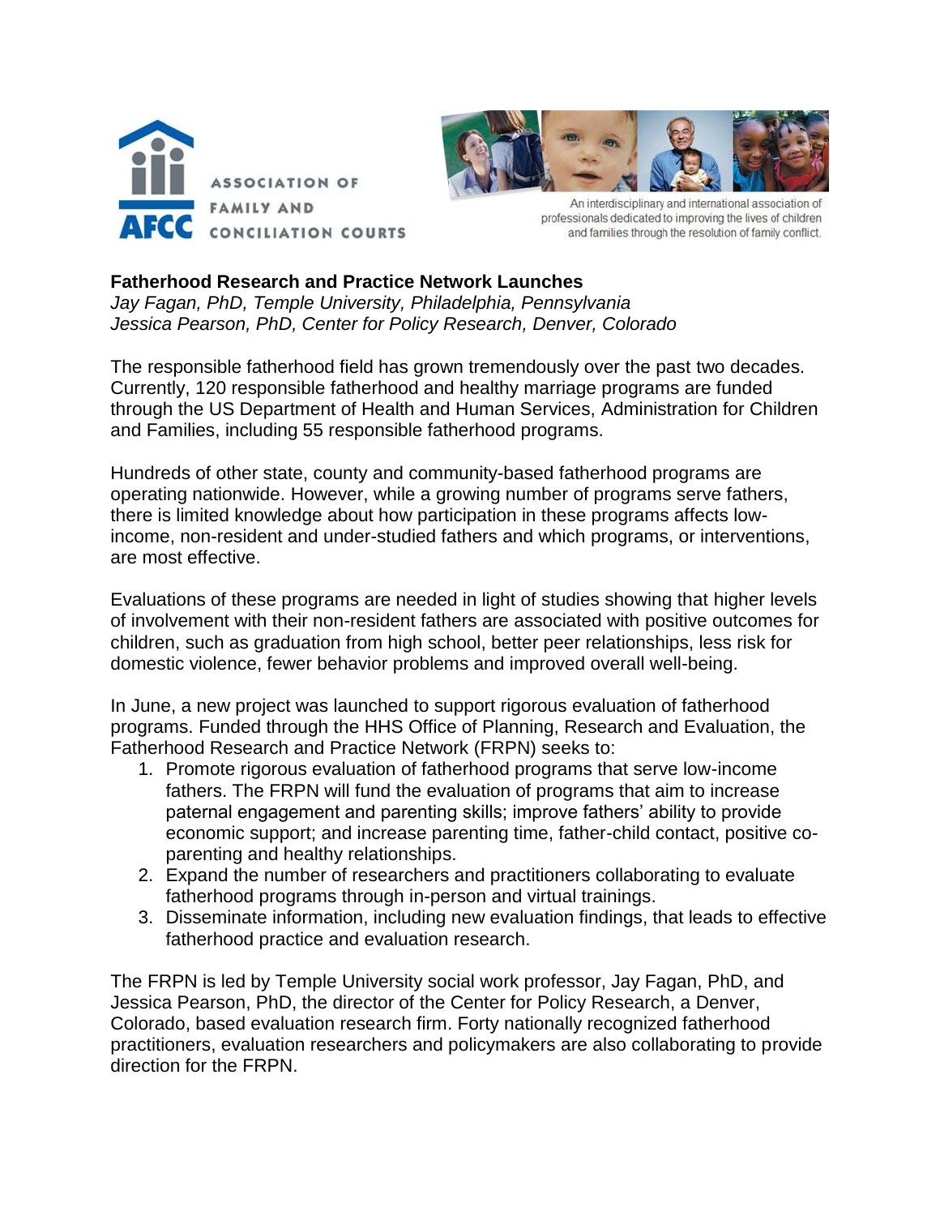ASSOCIATION OF FAMILY AND CONCILIATION COURTS

An interdisciplinary and international association of professionals dedicated to improving the lives of children and families through the resolution of family conflict.

**Fatherhood Research and Practice Network Launches**

*Jay Fagan, PhD, Temple University, Philadelphia, Pennsylvania*
*Jessica Pearson, PhD, Center for Policy Research, Denver, Colorado*

The responsible fatherhood field has grown tremendously over the past two decades. Currently, 120 responsible fatherhood and healthy marriage programs are funded through the US Department of Health and Human Services, Administration for Children and Families, including 55 responsible fatherhood programs.

Hundreds of other state, county and community-based fatherhood programs are operating nationwide. However, while a growing number of programs serve fathers, there is limited knowledge about how participation in these programs affects low-income, non-resident and under-studied fathers and which programs, or interventions, are most effective.

Evaluations of these programs are needed in light of studies showing that higher levels of involvement with their non-resident fathers are associated with positive outcomes for children, such as graduation from high school, better peer relationships, less risk for domestic violence, fewer behavior problems and improved overall well-being.

In June, a new project was launched to support rigorous evaluation of fatherhood programs. Funded through the HHS Office of Planning, Research and Evaluation, the Fatherhood Research and Practice Network (FRPN) seeks to:

1. Promote rigorous evaluation of fatherhood programs that serve low-income fathers. The FRPN will fund the evaluation of programs that aim to increase paternal engagement and parenting skills; improve fathers' ability to provide economic support; and increase parenting time, father-child contact, positive co-parenting and healthy relationships.
2. Expand the number of researchers and practitioners collaborating to evaluate fatherhood programs through in-person and virtual trainings.
3. Disseminate information, including new evaluation findings, that leads to effective fatherhood practice and evaluation research.

The FRPN is led by Temple University social work professor, Jay Fagan, PhD, and Jessica Pearson, PhD, the director of the Center for Policy Research, a Denver, Colorado, based evaluation research firm. Forty nationally recognized fatherhood practitioners, evaluation researchers and policymakers are also collaborating to provide direction for the FRPN.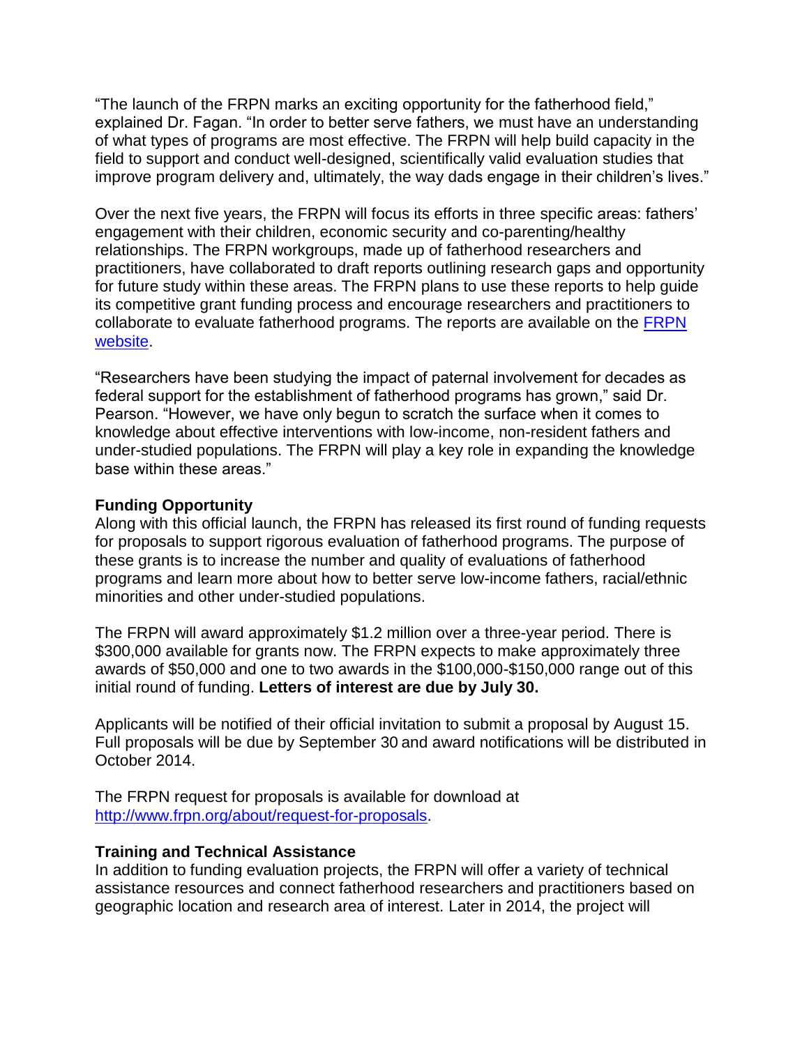"The launch of the FRPN marks an exciting opportunity for the fatherhood field," explained Dr. Fagan. "In order to better serve fathers, we must have an understanding of what types of programs are most effective. The FRPN will help build capacity in the field to support and conduct well-designed, scientifically valid evaluation studies that improve program delivery and, ultimately, the way dads engage in their children's lives."

Over the next five years, the FRPN will focus its efforts in three specific areas: fathers' engagement with their children, economic security and co-parenting/healthy relationships. The FRPN workgroups, made up of fatherhood researchers and practitioners, have collaborated to draft reports outlining research gaps and opportunity for future study within these areas. The FRPN plans to use these reports to help guide its competitive grant funding process and encourage researchers and practitioners to collaborate to evaluate fatherhood programs. The reports are available on the FRPN website.

"Researchers have been studying the impact of paternal involvement for decades as federal support for the establishment of fatherhood programs has grown," said Dr. Pearson. "However, we have only begun to scratch the surface when it comes to knowledge about effective interventions with low-income, non-resident fathers and under-studied populations. The FRPN will play a key role in expanding the knowledge base within these areas."

**Funding Opportunity**

Along with this official launch, the FRPN has released its first round of funding requests for proposals to support rigorous evaluation of fatherhood programs. The purpose of these grants is to increase the number and quality of evaluations of fatherhood programs and learn more about how to better serve low-income fathers, racial/ethnic minorities and other under-studied populations.

The FRPN will award approximately $1.2 million over a three-year period. There is $300,000 available for grants now. The FRPN expects to make approximately three awards of $50,000 and one to two awards in the $100,000-$150,000 range out of this initial round of funding. **Letters of interest are due by July 30.**

Applicants will be notified of their official invitation to submit a proposal by August 15. Full proposals will be due by September 30 and award notifications will be distributed in October 2014.

The FRPN request for proposals is available for download at http://www.frpn.org/about/request-for-proposals.

**Training and Technical Assistance**

In addition to funding evaluation projects, the FRPN will offer a variety of technical assistance resources and connect fatherhood researchers and practitioners based on geographic location and research area of interest. Later in 2014, the project will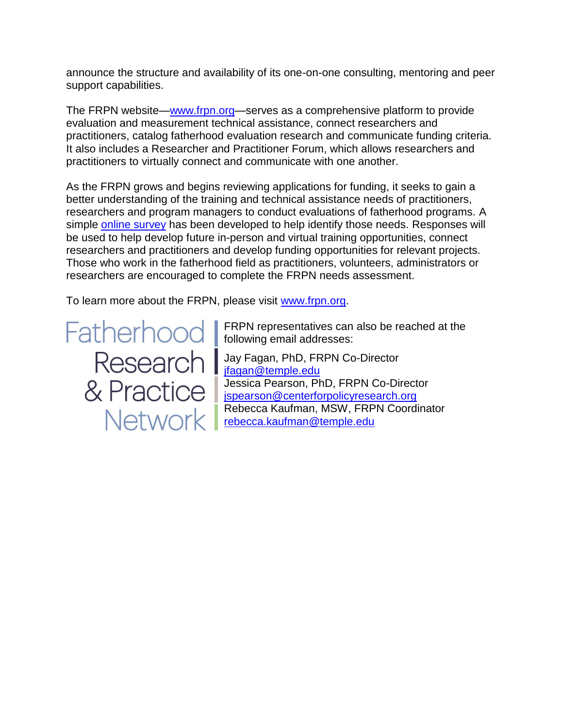announce the structure and availability of its one-on-one consulting, mentoring and peer support capabilities.

The FRPN website—www.frpn.org—serves as a comprehensive platform to provide evaluation and measurement technical assistance, connect researchers and practitioners, catalog fatherhood evaluation research and communicate funding criteria. It also includes a Researcher and Practitioner Forum, which allows researchers and practitioners to virtually connect and communicate with one another.

As the FRPN grows and begins reviewing applications for funding, it seeks to gain a better understanding of the training and technical assistance needs of practitioners, researchers and program managers to conduct evaluations of fatherhood programs. A simple online survey has been developed to help identify those needs. Responses will be used to help develop future in-person and virtual training opportunities, connect researchers and practitioners and develop funding opportunities for relevant projects. Those who work in the fatherhood field as practitioners, volunteers, administrators or researchers are encouraged to complete the FRPN needs assessment.

To learn more about the FRPN, please visit www.frpn.org.

Fatherhood Research & Practice Network

FRPN representatives can also be reached at the following email addresses:

Jay Fagan, PhD, FRPN Co-Director
jfagan@temple.edu
Jessica Pearson, PhD, FRPN Co-Director
jspearson@centerforpolicyresearch.org
Rebecca Kaufman, MSW, FRPN Coordinator
rebecca.kaufman@temple.edu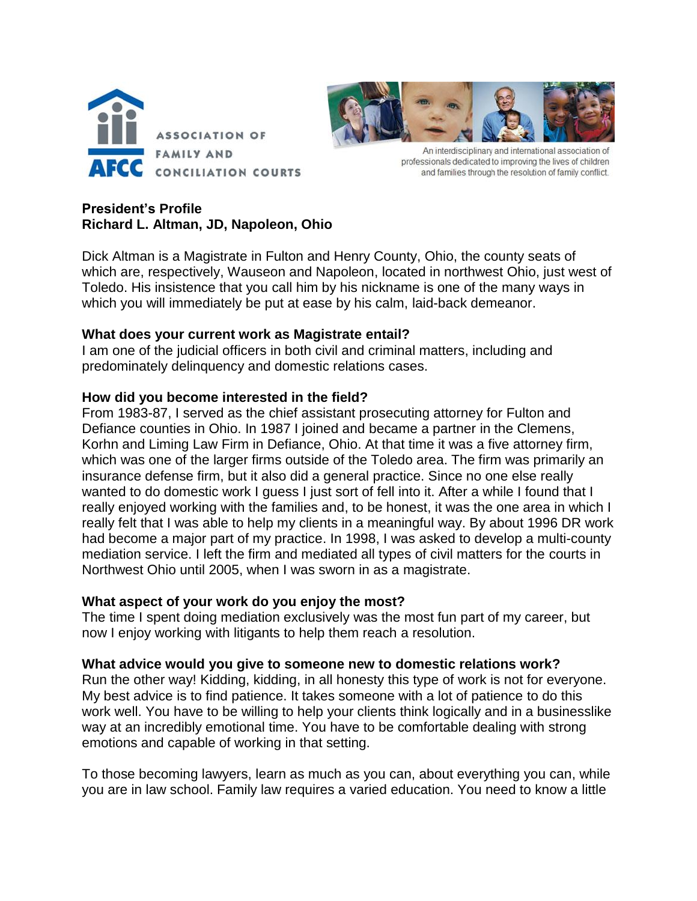ASSOCIATION OF FAMILY AND CONCILIATION COURTS

AFCC

An interdisciplinary and international association of professionals dedicated to improving the lives of children and families through the resolution of family conflict.

**President's Profile**
**Richard L. Altman, JD, Napoleon, Ohio**

Dick Altman is a Magistrate in Fulton and Henry County, Ohio, the county seats of which are, respectively, Wauseon and Napoleon, located in northwest Ohio, just west of Toledo. His insistence that you call him by his nickname is one of the many ways in which you will immediately be put at ease by his calm, laid-back demeanor.

**What does your current work as Magistrate entail?**
I am one of the judicial officers in both civil and criminal matters, including and predominately delinquency and domestic relations cases.

**How did you become interested in the field?**
From 1983-87, I served as the chief assistant prosecuting attorney for Fulton and Defiance counties in Ohio. In 1987 I joined and became a partner in the Clemens, Korhn and Liming Law Firm in Defiance, Ohio. At that time it was a five attorney firm, which was one of the larger firms outside of the Toledo area. The firm was primarily an insurance defense firm, but it also did a general practice. Since no one else really wanted to do domestic work I guess I just sort of fell into it. After a while I found that I really enjoyed working with the families and, to be honest, it was the one area in which I really felt that I was able to help my clients in a meaningful way. By about 1996 DR work had become a major part of my practice. In 1998, I was asked to develop a multi-county mediation service. I left the firm and mediated all types of civil matters for the courts in Northwest Ohio until 2005, when I was sworn in as a magistrate.

**What aspect of your work do you enjoy the most?**
The time I spent doing mediation exclusively was the most fun part of my career, but now I enjoy working with litigants to help them reach a resolution.

**What advice would you give to someone new to domestic relations work?**
Run the other way! Kidding, kidding, in all honesty this type of work is not for everyone. My best advice is to find patience. It takes someone with a lot of patience to do this work well. You have to be willing to help your clients think logically and in a businesslike way at an incredibly emotional time. You have to be comfortable dealing with strong emotions and capable of working in that setting.

To those becoming lawyers, learn as much as you can, about everything you can, while you are in law school. Family law requires a varied education. You need to know a little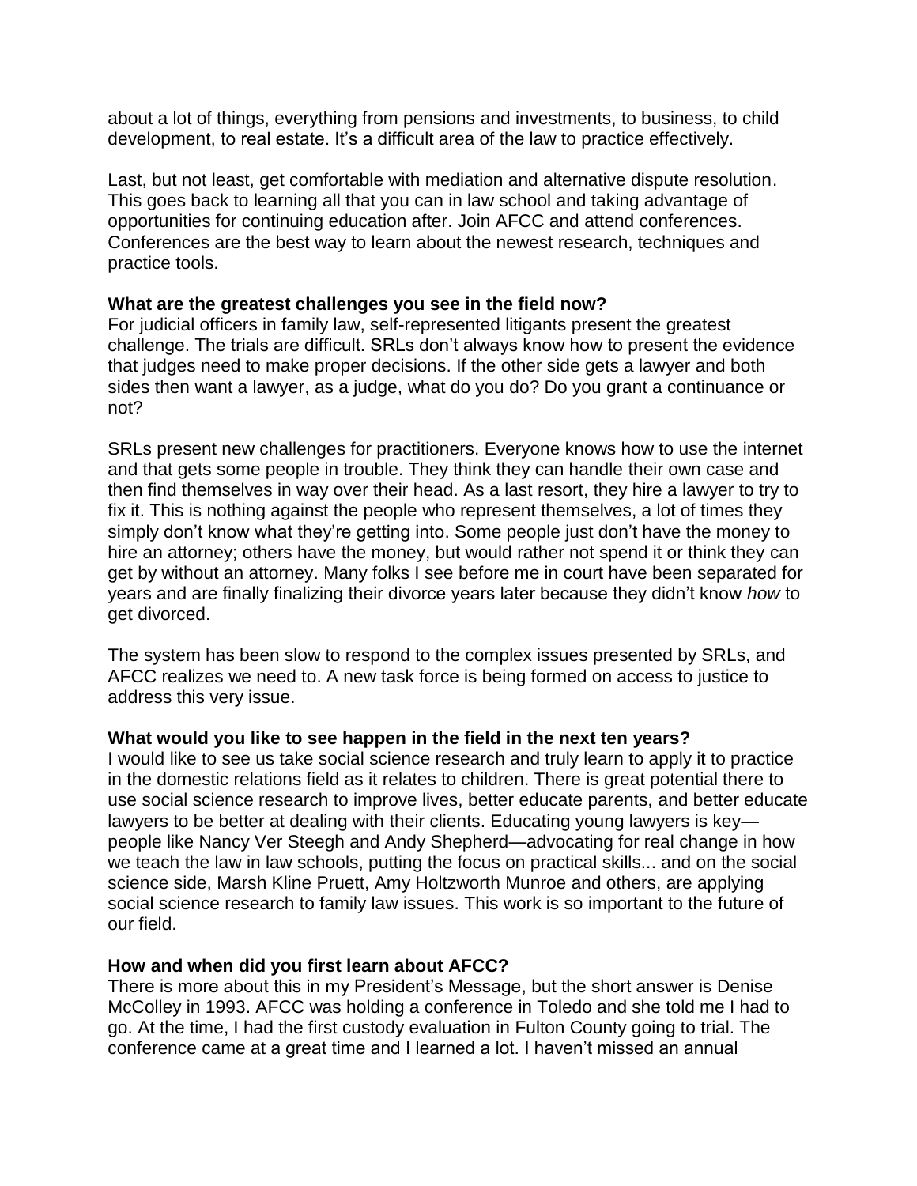about a lot of things, everything from pensions and investments, to business, to child development, to real estate. It's a difficult area of the law to practice effectively.

Last, but not least, get comfortable with mediation and alternative dispute resolution. This goes back to learning all that you can in law school and taking advantage of opportunities for continuing education after. Join AFCC and attend conferences. Conferences are the best way to learn about the newest research, techniques and practice tools.

**What are the greatest challenges you see in the field now?**

For judicial officers in family law, self-represented litigants present the greatest challenge. The trials are difficult. SRLs don't always know how to present the evidence that judges need to make proper decisions. If the other side gets a lawyer and both sides then want a lawyer, as a judge, what do you do? Do you grant a continuance or not?

SRLs present new challenges for practitioners. Everyone knows how to use the internet and that gets some people in trouble. They think they can handle their own case and then find themselves in way over their head. As a last resort, they hire a lawyer to try to fix it. This is nothing against the people who represent themselves, a lot of times they simply don't know what they're getting into. Some people just don't have the money to hire an attorney; others have the money, but would rather not spend it or think they can get by without an attorney. Many folks I see before me in court have been separated for years and are finally finalizing their divorce years later because they didn't know *how* to get divorced.

The system has been slow to respond to the complex issues presented by SRLs, and AFCC realizes we need to. A new task force is being formed on access to justice to address this very issue.

**What would you like to see happen in the field in the next ten years?**

I would like to see us take social science research and truly learn to apply it to practice in the domestic relations field as it relates to children. There is great potential there to use social science research to improve lives, better educate parents, and better educate lawyers to be better at dealing with their clients. Educating young lawyers is key—people like Nancy Ver Steegh and Andy Shepherd—advocating for real change in how we teach the law in law schools, putting the focus on practical skills... and on the social science side, Marsh Kline Pruett, Amy Holtzworth Munroe and others, are applying social science research to family law issues. This work is so important to the future of our field.

**How and when did you first learn about AFCC?**

There is more about this in my President's Message, but the short answer is Denise McColley in 1993. AFCC was holding a conference in Toledo and she told me I had to go. At the time, I had the first custody evaluation in Fulton County going to trial. The conference came at a great time and I learned a lot. I haven't missed an annual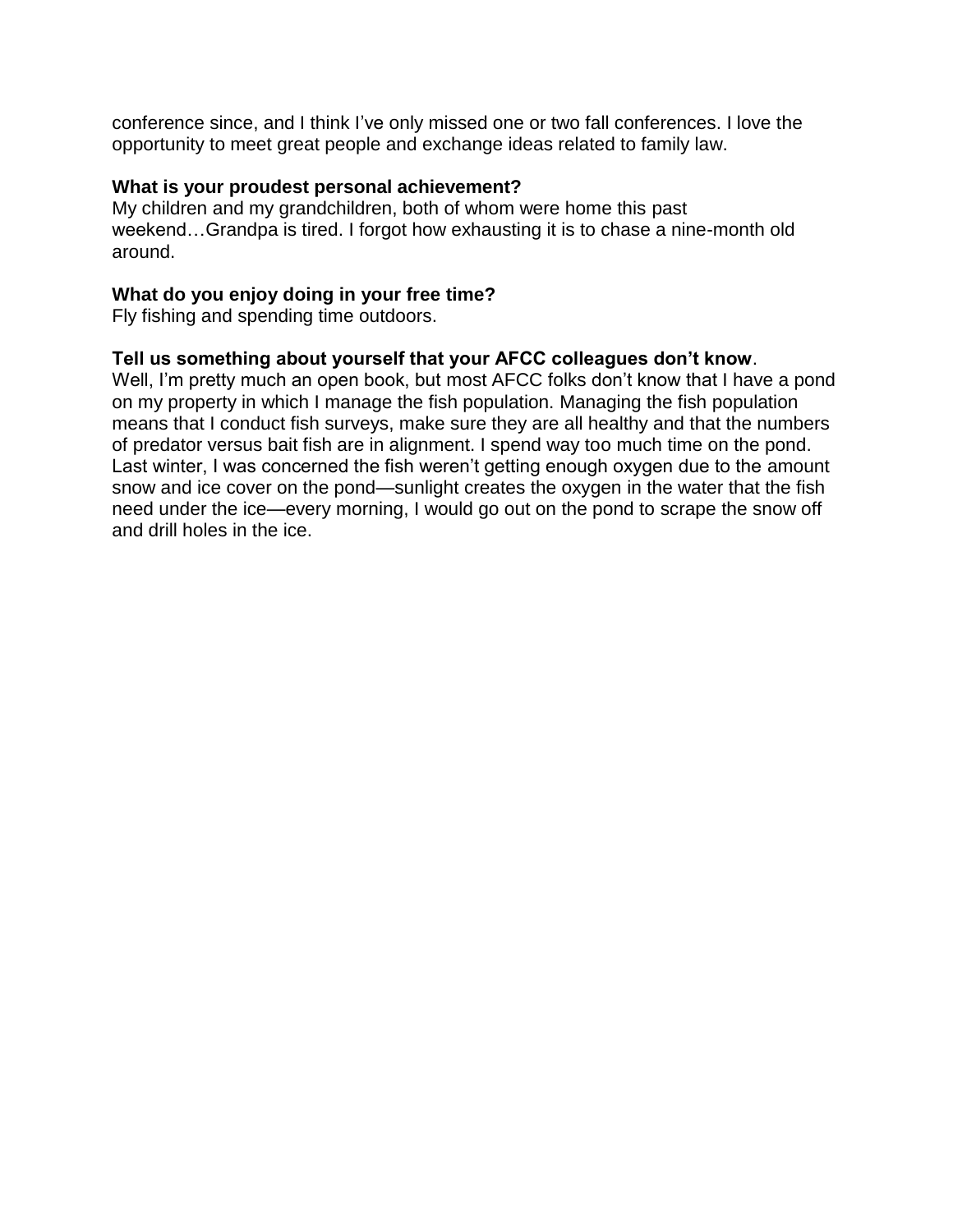conference since, and I think I've only missed one or two fall conferences. I love the opportunity to meet great people and exchange ideas related to family law.

**What is your proudest personal achievement?**
My children and my grandchildren, both of whom were home this past weekend…Grandpa is tired. I forgot how exhausting it is to chase a nine-month old around.

**What do you enjoy doing in your free time?**
Fly fishing and spending time outdoors.

**Tell us something about yourself that your AFCC colleagues don't know**.
Well, I'm pretty much an open book, but most AFCC folks don't know that I have a pond on my property in which I manage the fish population. Managing the fish population means that I conduct fish surveys, make sure they are all healthy and that the numbers of predator versus bait fish are in alignment. I spend way too much time on the pond. Last winter, I was concerned the fish weren't getting enough oxygen due to the amount snow and ice cover on the pond—sunlight creates the oxygen in the water that the fish need under the ice—every morning, I would go out on the pond to scrape the snow off and drill holes in the ice.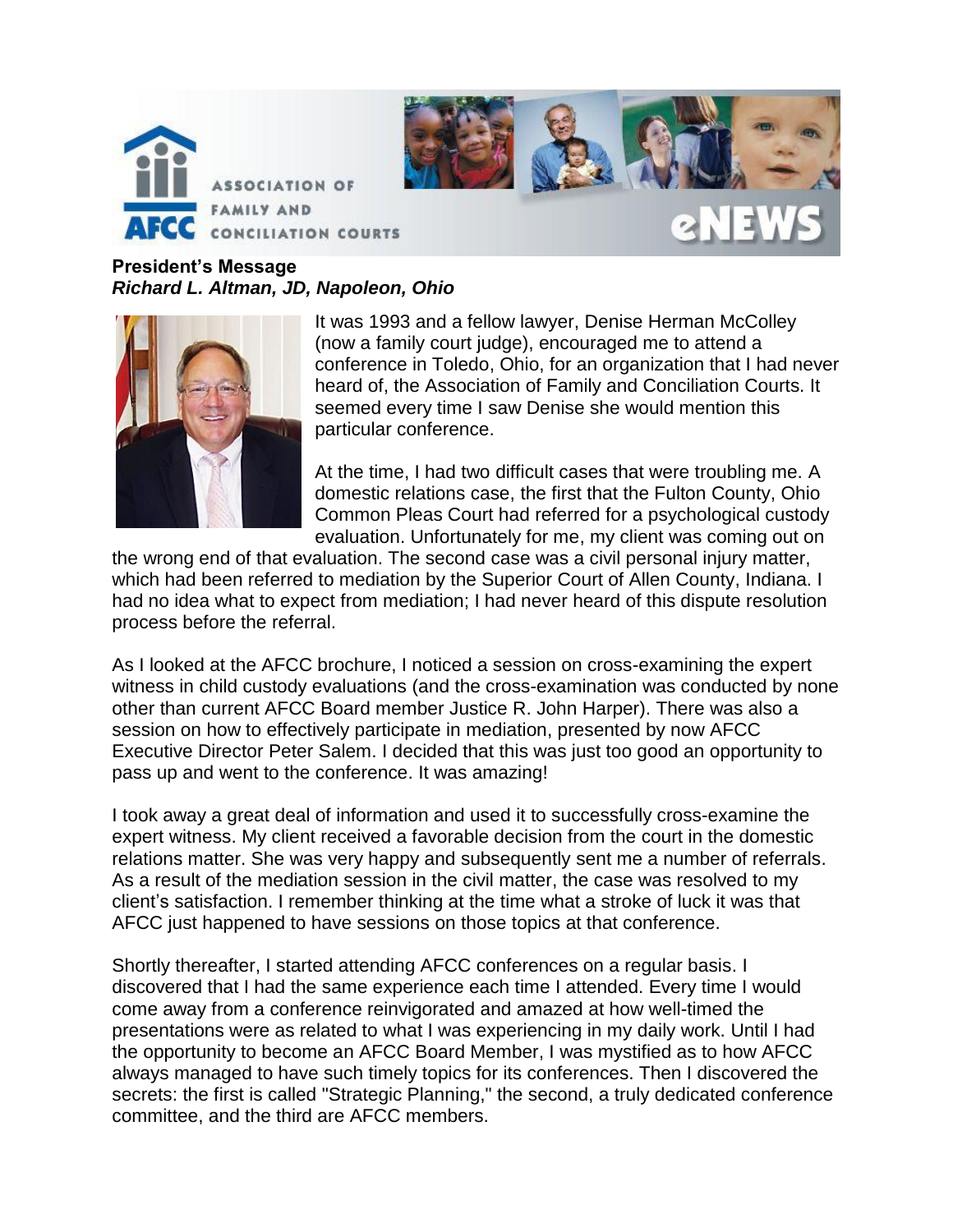**President's Message**
***Richard L. Altman, JD, Napoleon, Ohio***

It was 1993 and a fellow lawyer, Denise Herman McColley (now a family court judge), encouraged me to attend a conference in Toledo, Ohio, for an organization that I had never heard of, the Association of Family and Conciliation Courts. It seemed every time I saw Denise she would mention this particular conference.

At the time, I had two difficult cases that were troubling me. A domestic relations case, the first that the Fulton County, Ohio Common Pleas Court had referred for a psychological custody evaluation. Unfortunately for me, my client was coming out on the wrong end of that evaluation. The second case was a civil personal injury matter, which had been referred to mediation by the Superior Court of Allen County, Indiana. I had no idea what to expect from mediation; I had never heard of this dispute resolution process before the referral.

As I looked at the AFCC brochure, I noticed a session on cross-examining the expert witness in child custody evaluations (and the cross-examination was conducted by none other than current AFCC Board member Justice R. John Harper). There was also a session on how to effectively participate in mediation, presented by now AFCC Executive Director Peter Salem. I decided that this was just too good an opportunity to pass up and went to the conference. It was amazing!

I took away a great deal of information and used it to successfully cross-examine the expert witness. My client received a favorable decision from the court in the domestic relations matter. She was very happy and subsequently sent me a number of referrals. As a result of the mediation session in the civil matter, the case was resolved to my client's satisfaction. I remember thinking at the time what a stroke of luck it was that AFCC just happened to have sessions on those topics at that conference.

Shortly thereafter, I started attending AFCC conferences on a regular basis. I discovered that I had the same experience each time I attended. Every time I would come away from a conference reinvigorated and amazed at how well-timed the presentations were as related to what I was experiencing in my daily work. Until I had the opportunity to become an AFCC Board Member, I was mystified as to how AFCC always managed to have such timely topics for its conferences. Then I discovered the secrets: the first is called "Strategic Planning," the second, a truly dedicated conference committee, and the third are AFCC members.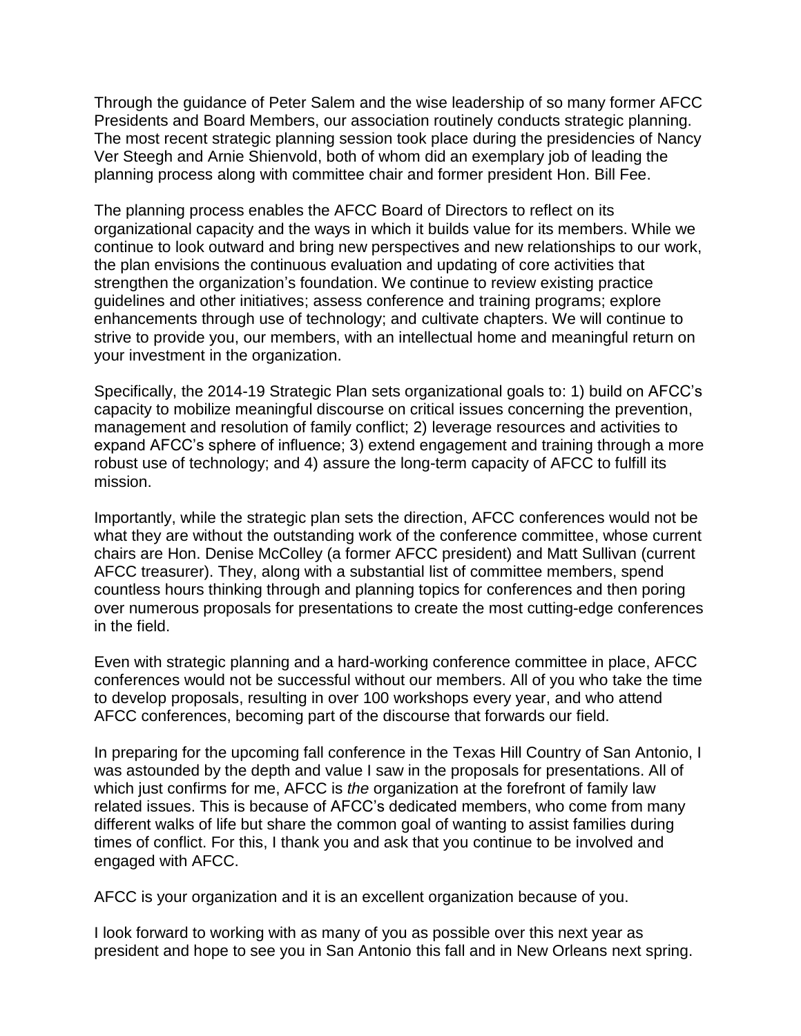Through the guidance of Peter Salem and the wise leadership of so many former AFCC Presidents and Board Members, our association routinely conducts strategic planning. The most recent strategic planning session took place during the presidencies of Nancy Ver Steegh and Arnie Shienvold, both of whom did an exemplary job of leading the planning process along with committee chair and former president Hon. Bill Fee.

The planning process enables the AFCC Board of Directors to reflect on its organizational capacity and the ways in which it builds value for its members. While we continue to look outward and bring new perspectives and new relationships to our work, the plan envisions the continuous evaluation and updating of core activities that strengthen the organization's foundation. We continue to review existing practice guidelines and other initiatives; assess conference and training programs; explore enhancements through use of technology; and cultivate chapters. We will continue to strive to provide you, our members, with an intellectual home and meaningful return on your investment in the organization.

Specifically, the 2014-19 Strategic Plan sets organizational goals to: 1) build on AFCC's capacity to mobilize meaningful discourse on critical issues concerning the prevention, management and resolution of family conflict; 2) leverage resources and activities to expand AFCC's sphere of influence; 3) extend engagement and training through a more robust use of technology; and 4) assure the long-term capacity of AFCC to fulfill its mission.

Importantly, while the strategic plan sets the direction, AFCC conferences would not be what they are without the outstanding work of the conference committee, whose current chairs are Hon. Denise McColley (a former AFCC president) and Matt Sullivan (current AFCC treasurer). They, along with a substantial list of committee members, spend countless hours thinking through and planning topics for conferences and then poring over numerous proposals for presentations to create the most cutting-edge conferences in the field.

Even with strategic planning and a hard-working conference committee in place, AFCC conferences would not be successful without our members. All of you who take the time to develop proposals, resulting in over 100 workshops every year, and who attend AFCC conferences, becoming part of the discourse that forwards our field.

In preparing for the upcoming fall conference in the Texas Hill Country of San Antonio, I was astounded by the depth and value I saw in the proposals for presentations. All of which just confirms for me, AFCC is *the* organization at the forefront of family law related issues. This is because of AFCC's dedicated members, who come from many different walks of life but share the common goal of wanting to assist families during times of conflict. For this, I thank you and ask that you continue to be involved and engaged with AFCC.

AFCC is your organization and it is an excellent organization because of you.

I look forward to working with as many of you as possible over this next year as president and hope to see you in San Antonio this fall and in New Orleans next spring.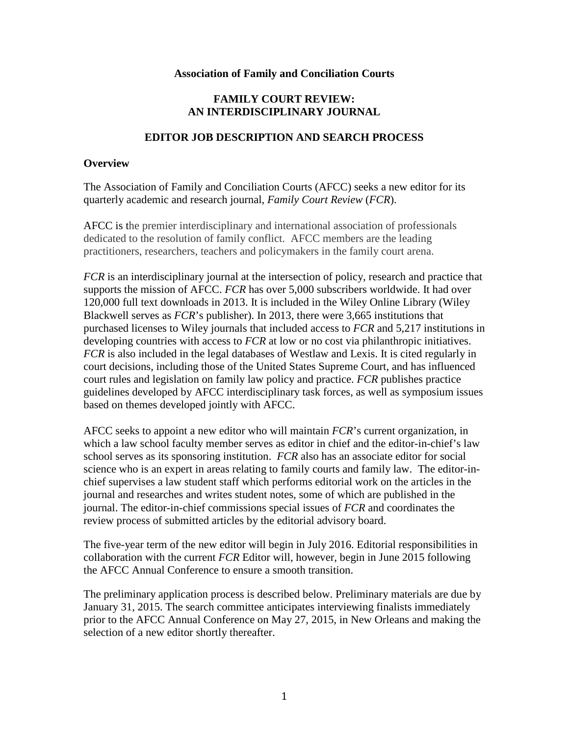**Association of Family and Conciliation Courts**

# FAMILY COURT REVIEW: AN INTERDISCIPLINARY JOURNAL

## EDITOR JOB DESCRIPTION AND SEARCH PROCESS

### Overview

The Association of Family and Conciliation Courts (AFCC) seeks a new editor for its quarterly academic and research journal, *Family Court Review* (*FCR*).

AFCC is the premier interdisciplinary and international association of professionals dedicated to the resolution of family conflict. AFCC members are the leading practitioners, researchers, teachers and policymakers in the family court arena.

*FCR* is an interdisciplinary journal at the intersection of policy, research and practice that supports the mission of AFCC. *FCR* has over 5,000 subscribers worldwide. It had over 120,000 full text downloads in 2013. It is included in the Wiley Online Library (Wiley Blackwell serves as *FCR*'s publisher). In 2013, there were 3,665 institutions that purchased licenses to Wiley journals that included access to *FCR* and 5,217 institutions in developing countries with access to *FCR* at low or no cost via philanthropic initiatives. *FCR* is also included in the legal databases of Westlaw and Lexis. It is cited regularly in court decisions, including those of the United States Supreme Court, and has influenced court rules and legislation on family law policy and practice. *FCR* publishes practice guidelines developed by AFCC interdisciplinary task forces, as well as symposium issues based on themes developed jointly with AFCC.

AFCC seeks to appoint a new editor who will maintain *FCR*'s current organization, in which a law school faculty member serves as editor in chief and the editor-in-chief's law school serves as its sponsoring institution. *FCR* also has an associate editor for social science who is an expert in areas relating to family courts and family law. The editor-in-chief supervises a law student staff which performs editorial work on the articles in the journal and researches and writes student notes, some of which are published in the journal. The editor-in-chief commissions special issues of *FCR* and coordinates the review process of submitted articles by the editorial advisory board.

The five-year term of the new editor will begin in July 2016. Editorial responsibilities in collaboration with the current *FCR* Editor will, however, begin in June 2015 following the AFCC Annual Conference to ensure a smooth transition.

The preliminary application process is described below. Preliminary materials are due by January 31, 2015. The search committee anticipates interviewing finalists immediately prior to the AFCC Annual Conference on May 27, 2015, in New Orleans and making the selection of a new editor shortly thereafter.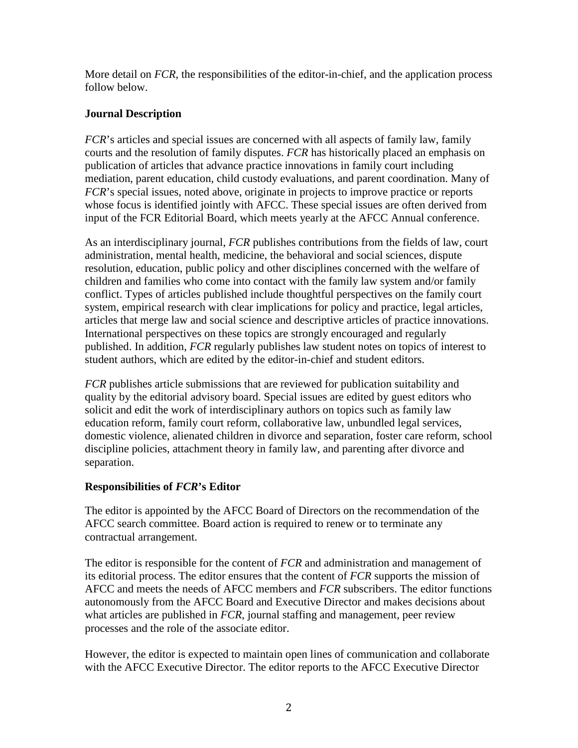More detail on *FCR*, the responsibilities of the editor-in-chief, and the application process follow below.

### Journal Description

*FCR*'s articles and special issues are concerned with all aspects of family law, family courts and the resolution of family disputes. *FCR* has historically placed an emphasis on publication of articles that advance practice innovations in family court including mediation, parent education, child custody evaluations, and parent coordination. Many of *FCR*'s special issues, noted above, originate in projects to improve practice or reports whose focus is identified jointly with AFCC. These special issues are often derived from input of the FCR Editorial Board, which meets yearly at the AFCC Annual conference.

As an interdisciplinary journal, *FCR* publishes contributions from the fields of law, court administration, mental health, medicine, the behavioral and social sciences, dispute resolution, education, public policy and other disciplines concerned with the welfare of children and families who come into contact with the family law system and/or family conflict. Types of articles published include thoughtful perspectives on the family court system, empirical research with clear implications for policy and practice, legal articles, articles that merge law and social science and descriptive articles of practice innovations. International perspectives on these topics are strongly encouraged and regularly published. In addition, *FCR* regularly publishes law student notes on topics of interest to student authors, which are edited by the editor-in-chief and student editors.

*FCR* publishes article submissions that are reviewed for publication suitability and quality by the editorial advisory board. Special issues are edited by guest editors who solicit and edit the work of interdisciplinary authors on topics such as family law education reform, family court reform, collaborative law, unbundled legal services, domestic violence, alienated children in divorce and separation, foster care reform, school discipline policies, attachment theory in family law, and parenting after divorce and separation.

### Responsibilities of *FCR*'s Editor

The editor is appointed by the AFCC Board of Directors on the recommendation of the AFCC search committee. Board action is required to renew or to terminate any contractual arrangement.

The editor is responsible for the content of *FCR* and administration and management of its editorial process. The editor ensures that the content of *FCR* supports the mission of AFCC and meets the needs of AFCC members and *FCR* subscribers. The editor functions autonomously from the AFCC Board and Executive Director and makes decisions about what articles are published in *FCR*, journal staffing and management, peer review processes and the role of the associate editor.

However, the editor is expected to maintain open lines of communication and collaborate with the AFCC Executive Director. The editor reports to the AFCC Executive Director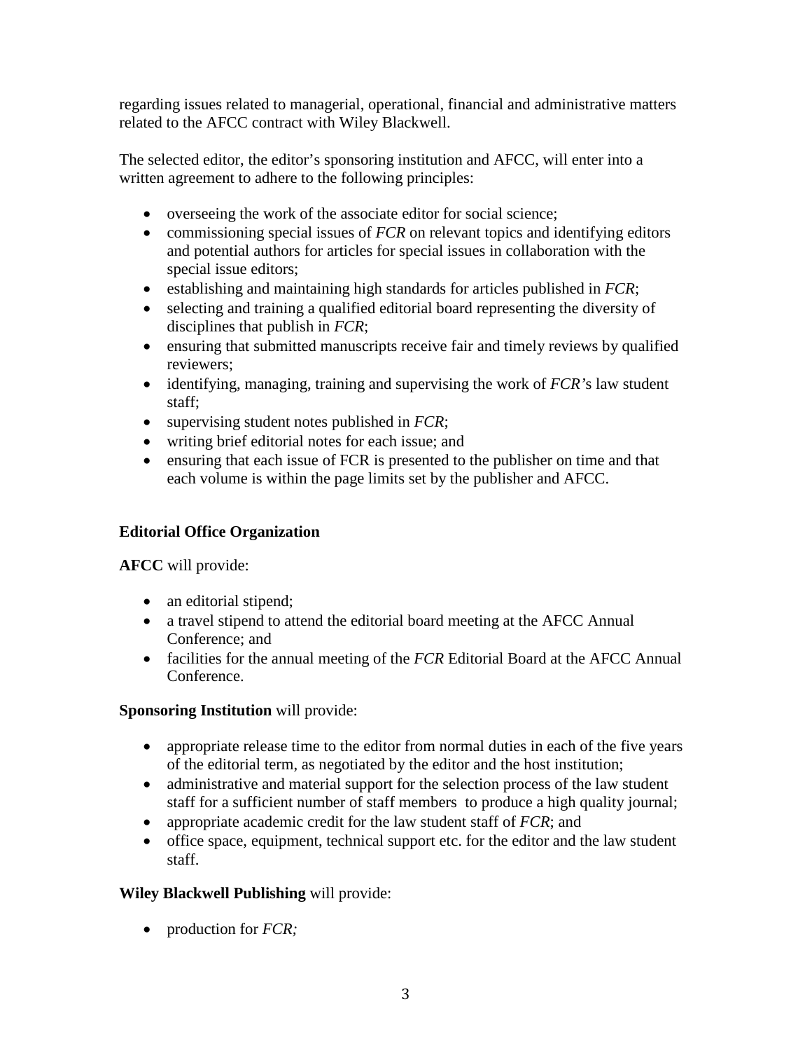regarding issues related to managerial, operational, financial and administrative matters related to the AFCC contract with Wiley Blackwell.

The selected editor, the editor's sponsoring institution and AFCC, will enter into a written agreement to adhere to the following principles:

- overseeing the work of the associate editor for social science;
- commissioning special issues of *FCR* on relevant topics and identifying editors and potential authors for articles for special issues in collaboration with the special issue editors;
- establishing and maintaining high standards for articles published in *FCR*;
- selecting and training a qualified editorial board representing the diversity of disciplines that publish in *FCR*;
- ensuring that submitted manuscripts receive fair and timely reviews by qualified reviewers;
- identifying, managing, training and supervising the work of *FCR'*s law student staff;
- supervising student notes published in *FCR*;
- writing brief editorial notes for each issue; and
- ensuring that each issue of FCR is presented to the publisher on time and that each volume is within the page limits set by the publisher and AFCC.

**Editorial Office Organization**

**AFCC** will provide:

- an editorial stipend;
- a travel stipend to attend the editorial board meeting at the AFCC Annual Conference; and
- facilities for the annual meeting of the *FCR* Editorial Board at the AFCC Annual Conference.

**Sponsoring Institution** will provide:

- appropriate release time to the editor from normal duties in each of the five years of the editorial term, as negotiated by the editor and the host institution;
- administrative and material support for the selection process of the law student staff for a sufficient number of staff members to produce a high quality journal;
- appropriate academic credit for the law student staff of *FCR*; and
- office space, equipment, technical support etc. for the editor and the law student staff.

**Wiley Blackwell Publishing** will provide:

- production for *FCR;*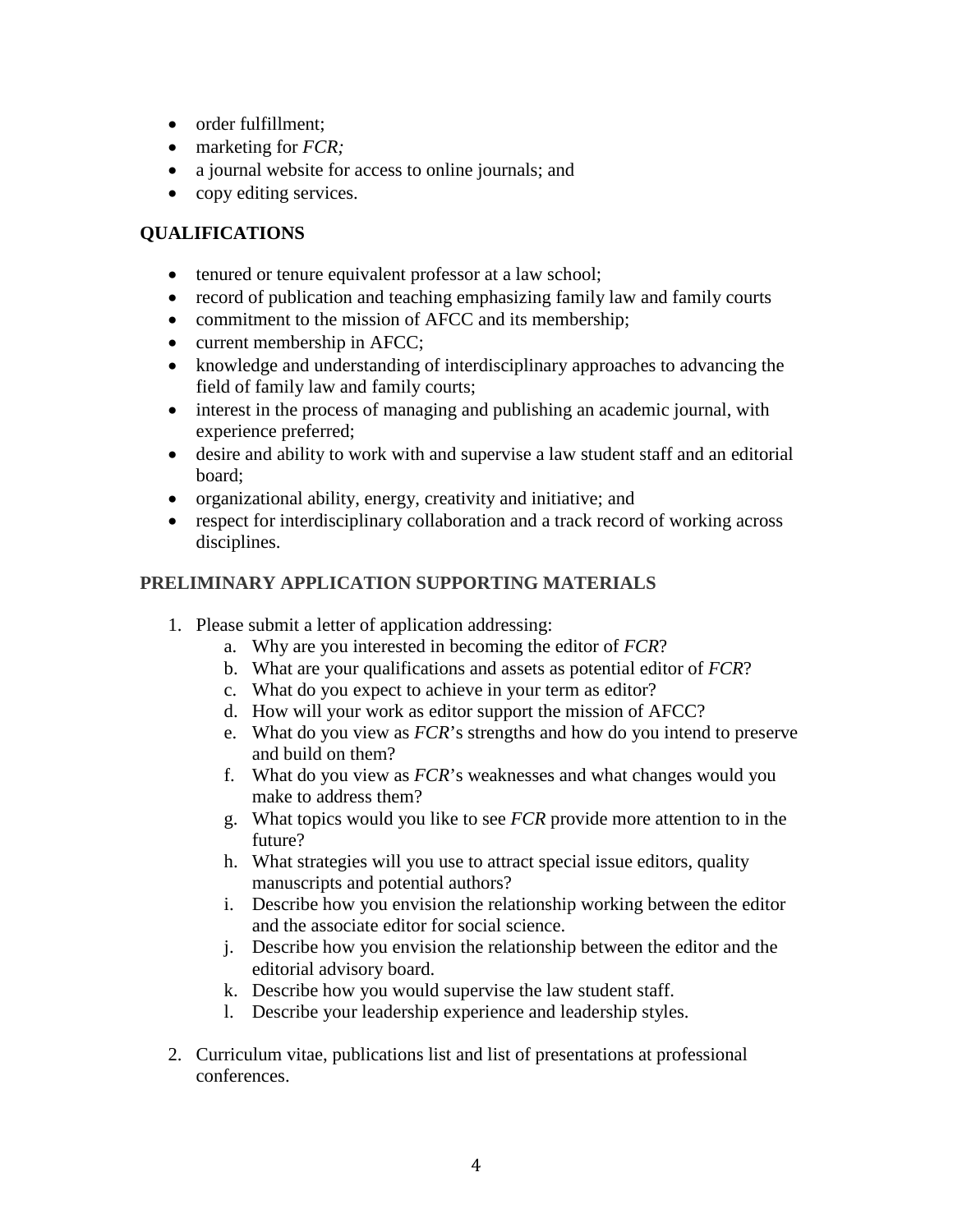- order fulfillment;
- marketing for *FCR;*
- a journal website for access to online journals; and
- copy editing services.

## QUALIFICATIONS

- tenured or tenure equivalent professor at a law school;
- record of publication and teaching emphasizing family law and family courts
- commitment to the mission of AFCC and its membership;
- current membership in AFCC;
- knowledge and understanding of interdisciplinary approaches to advancing the field of family law and family courts;
- interest in the process of managing and publishing an academic journal, with experience preferred;
- desire and ability to work with and supervise a law student staff and an editorial board;
- organizational ability, energy, creativity and initiative; and
- respect for interdisciplinary collaboration and a track record of working across disciplines.

## PRELIMINARY APPLICATION SUPPORTING MATERIALS

1. Please submit a letter of application addressing:
    a. Why are you interested in becoming the editor of *FCR*?
    b. What are your qualifications and assets as potential editor of *FCR*?
    c. What do you expect to achieve in your term as editor?
    d. How will your work as editor support the mission of AFCC?
    e. What do you view as *FCR*'s strengths and how do you intend to preserve and build on them?
    f. What do you view as *FCR*'s weaknesses and what changes would you make to address them?
    g. What topics would you like to see *FCR* provide more attention to in the future?
    h. What strategies will you use to attract special issue editors, quality manuscripts and potential authors?
    i. Describe how you envision the relationship working between the editor and the associate editor for social science.
    j. Describe how you envision the relationship between the editor and the editorial advisory board.
    k. Describe how you would supervise the law student staff.
    l. Describe your leadership experience and leadership styles.

2. Curriculum vitae, publications list and list of presentations at professional conferences.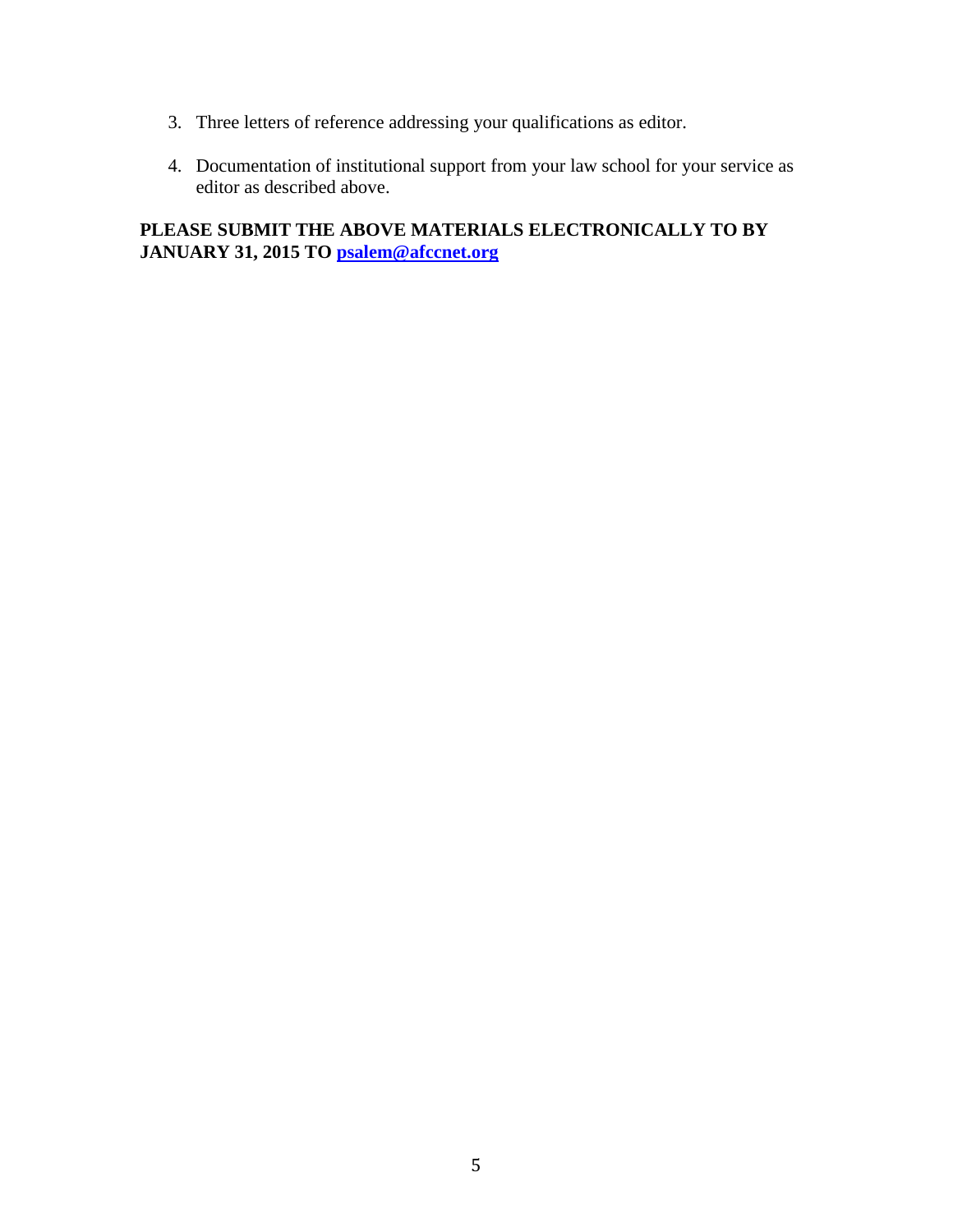3. Three letters of reference addressing your qualifications as editor.

4. Documentation of institutional support from your law school for your service as editor as described above.

**PLEASE SUBMIT THE ABOVE MATERIALS ELECTRONICALLY TO BY JANUARY 31, 2015 TO psalem@afccnet.org**